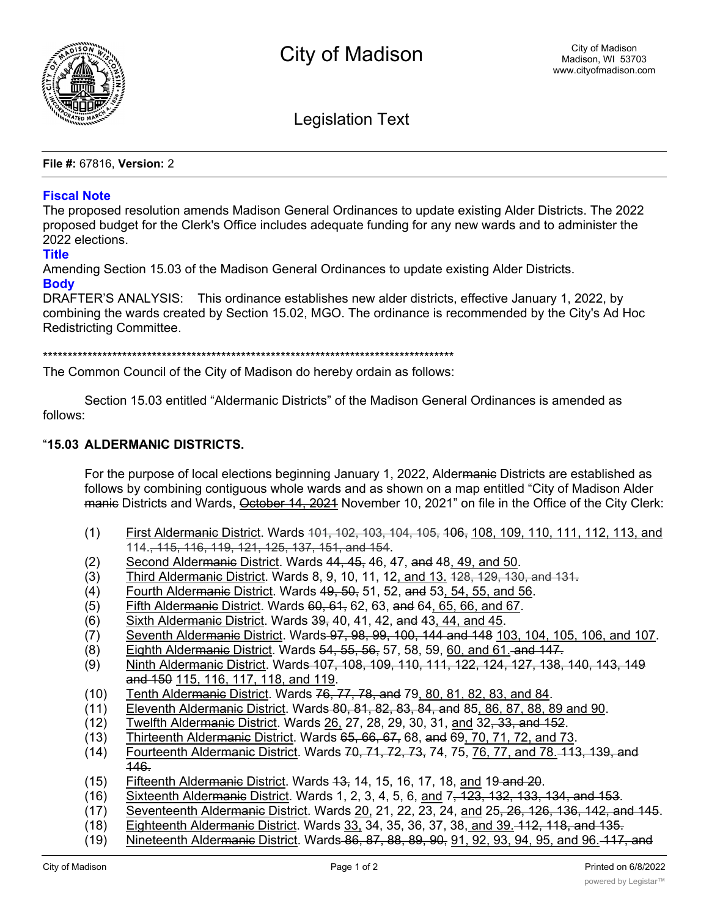# City of Madison

City of Madison
Madison, WI 53703
www.cityofmadison.com

## Legislation Text

**File #:** 67816, **Version:** 2

### Fiscal Note

The proposed resolution amends Madison General Ordinances to update existing Alder Districts. The 2022 proposed budget for the Clerk's Office includes adequate funding for any new wards and to administer the 2022 elections.

### Title

Amending Section 15.03 of the Madison General Ordinances to update existing Alder Districts.

### Body

DRAFTER'S ANALYSIS: This ordinance establishes new alder districts, effective January 1, 2022, by combining the wards created by Section 15.02, MGO. The ordinance is recommended by the City's Ad Hoc Redistricting Committee.

\*\*\*\*\*\*\*\*\*\*\*\*\*\*\*\*\*\*\*\*\*\*\*\*\*\*\*\*\*\*\*\*\*\*\*\*\*\*\*\*\*\*\*\*\*\*\*\*\*\*\*\*\*\*\*\*\*\*\*\*\*\*\*\*\*\*\*\*\*\*\*\*\*\*\*\*\*\*\*\*\*\*\*\*\*

The Common Council of the City of Madison do hereby ordain as follows:

Section 15.03 entitled "Aldermanic Districts" of the Madison General Ordinances is amended as follows:

"**15.03 ALDER~~MANIC~~ DISTRICTS.**

For the purpose of local elections beginning January 1, 2022, Alder~~manic~~ Districts are established as follows by combining contiguous whole wards and as shown on a map entitled "City of Madison Alder ~~manic~~ Districts and Wards, ~~October 14, 2021~~ November 10, 2021" on file in the Office of the City Clerk:

(1) First Alder~~manic~~ District. Wards ~~101, 102, 103, 104, 105, 106,~~ 108, 109, 110, 111, 112, 113, and 114~~., 115, 116, 119, 121, 125, 137, 151, and 154~~.

(2) Second Alder~~manic~~ District. Wards ~~44, 45,~~ 46, 47, ~~and~~ 48, 49, and 50.

(3) Third Alder~~manic~~ District. Wards 8, 9, 10, 11, 12, and 13. ~~128, 129, 130, and 131.~~

(4) Fourth Alder~~manic~~ District. Wards 4~~9, 50,~~ 51, 52, ~~and~~ 53, 54, 55, and 56.

(5) Fifth Alder~~manic~~ District. Wards ~~60, 61,~~ 62, 63, ~~and~~ 64, 65, 66, and 67.

(6) Sixth Alder~~manic~~ District. Wards ~~39,~~ 40, 41, 42, ~~and~~ 43, 44, and 45.

(7) Seventh Alder~~manic~~ District. Wards ~~97, 98, 99, 100, 144 and 148~~ 103, 104, 105, 106, and 107.

(8) Eighth Alder~~manic~~ District. Wards ~~54, 55, 56,~~ 57, 58, 59, 60, and 61. ~~and 147.~~

(9) Ninth Alder~~manic~~ District. Wards ~~107, 108, 109, 110, 111, 122, 124, 127, 138, 140, 143, 149 and 150~~ 115, 116, 117, 118, and 119.

(10) Tenth Alder~~manic~~ District. Wards ~~76, 77, 78, and~~ 79, 80, 81, 82, 83, and 84.

(11) Eleventh Alder~~manic~~ District. Wards ~~80, 81, 82, 83, 84, and~~ 85, 86, 87, 88, 89 and 90.

(12) Twelfth Alder~~manic~~ District. Wards 26, 27, 28, 29, 30, 31, and 32~~, 33, and 152~~.

(13) Thirteenth Alder~~manic~~ District. Wards ~~65, 66, 67,~~ 68, ~~and~~ 69, 70, 71, 72, and 73.

(14) Fourteenth Alder~~manic~~ District. Wards ~~70, 71, 72, 73,~~ 74, 75, 76, 77, and 78. ~~113, 139, and 146.~~

(15) Fifteenth Alder~~manic~~ District. Wards ~~13,~~ 14, 15, 16, 17, 18, and 19 ~~and 20~~.

(16) Sixteenth Alder~~manic~~ District. Wards 1, 2, 3, 4, 5, 6, and 7~~, 123, 132, 133, 134, and 153~~.

(17) Seventeenth Alder~~manic~~ District. Wards 20, 21, 22, 23, 24, and 25~~, 26, 126, 136, 142, and 145~~.

(18) Eighteenth Alder~~manic~~ District. Wards 33, 34, 35, 36, 37, 38, and 39. ~~112, 118, and 135.~~

(19) Nineteenth Alder~~manic~~ District. Wards ~~86, 87, 88, 89, 90,~~ 91, 92, 93, 94, 95, and 96. ~~117, and~~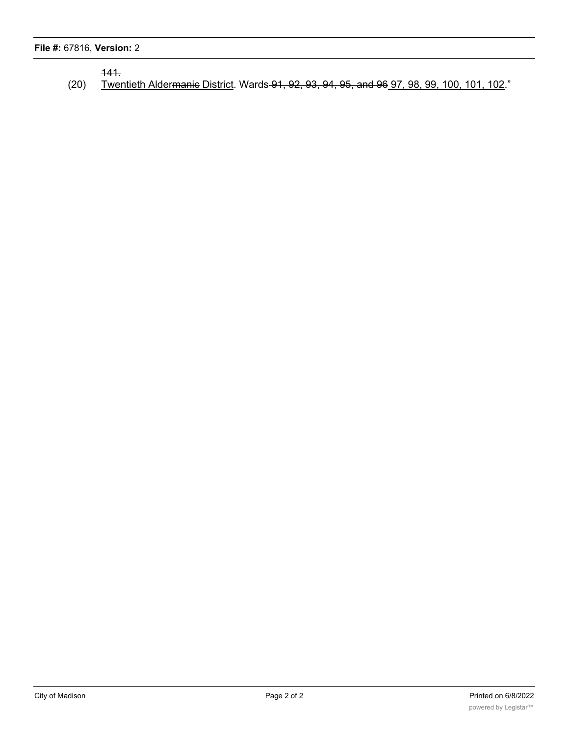~~141.~~

(20) <u>Twentieth Alder</u>~~manic~~ <u>District</u>. Wards ~~91, 92, 93, 94, 95, and 96~~ <u>97, 98, 99, 100, 101, 102</u>."